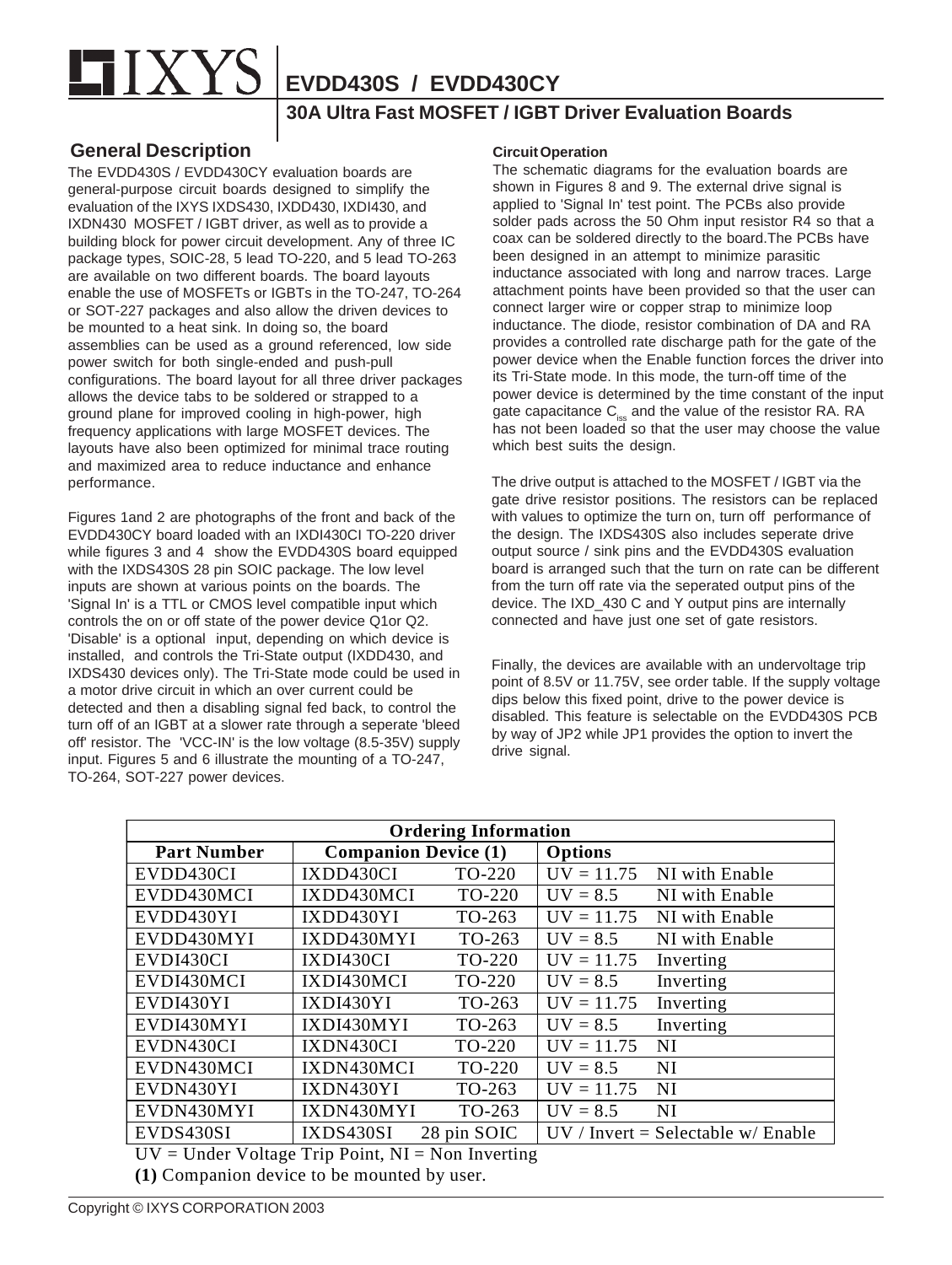# EVDD430S / EVDD430CY

## 30A Ultra Fast MOSFET / IGBT Driver Evaluation Boards

### General Description

The EVDD430S / EVDD430CY evaluation boards are general-purpose circuit boards designed to simplify the evaluation of the IXYS IXDS430, IXDD430, IXDI430, and IXDN430 MOSFET / IGBT driver, as well as to provide a building block for power circuit development. Any of three IC package types, SOIC-28, 5 lead TO-220, and 5 lead TO-263 are available on two different boards. The board layouts enable the use of MOSFETs or IGBTs in the TO-247, TO-264 or SOT-227 packages and also allow the driven devices to be mounted to a heat sink. In doing so, the board assemblies can be used as a ground referenced, low side power switch for both single-ended and push-pull configurations. The board layout for all three driver packages allows the device tabs to be soldered or strapped to a ground plane for improved cooling in high-power, high frequency applications with large MOSFET devices. The layouts have also been optimized for minimal trace routing and maximized area to reduce inductance and enhance performance.

Figures 1and 2 are photographs of the front and back of the EVDD430CY board loaded with an IXDI430CI TO-220 driver while figures 3 and 4 show the EVDD430S board equipped with the IXDS430S 28 pin SOIC package. The low level inputs are shown at various points on the boards. The 'Signal In' is a TTL or CMOS level compatible input which controls the on or off state of the power device Q1or Q2. 'Disable' is a optional input, depending on which device is installed, and controls the Tri-State output (IXDD430, and IXDS430 devices only). The Tri-State mode could be used in a motor drive circuit in which an over current could be detected and then a disabling signal fed back, to control the turn off of an IGBT at a slower rate through a seperate 'bleed off' resistor. The 'VCC-IN' is the low voltage (8.5-35V) supply input. Figures 5 and 6 illustrate the mounting of a TO-247, TO-264, SOT-227 power devices.

#### Circuit Operation

The schematic diagrams for the evaluation boards are shown in Figures 8 and 9. The external drive signal is applied to 'Signal In' test point. The PCBs also provide solder pads across the 50 Ohm input resistor R4 so that a coax can be soldered directly to the board.The PCBs have been designed in an attempt to minimize parasitic inductance associated with long and narrow traces. Large attachment points have been provided so that the user can connect larger wire or copper strap to minimize loop inductance. The diode, resistor combination of DA and RA provides a controlled rate discharge path for the gate of the power device when the Enable function forces the driver into its Tri-State mode. In this mode, the turn-off time of the power device is determined by the time constant of the input gate capacitance $C_{iss}$ and the value of the resistor RA. RA has not been loaded so that the user may choose the value which best suits the design.

The drive output is attached to the MOSFET / IGBT via the gate drive resistor positions. The resistors can be replaced with values to optimize the turn on, turn off performance of the design. The IXDS430S also includes seperate drive output source / sink pins and the EVDD430S evaluation board is arranged such that the turn on rate can be different from the turn off rate via the seperated output pins of the device. The IXD_430 C and Y output pins are internally connected and have just one set of gate resistors.

Finally, the devices are available with an undervoltage trip point of 8.5V or 11.75V, see order table. If the supply voltage dips below this fixed point, drive to the power device is disabled. This feature is selectable on the EVDD430S PCB by way of JP2 while JP1 provides the option to invert the drive signal.

| Ordering Information | | | |
|---|---|---|---|
| **Part Number** | **Companion Device (1)** | | **Options** |
| EVDD430CI | IXDD430CI | TO-220 | UV = 11.75 NI with Enable |
| EVDD430MCI | IXDD430MCI | TO-220 | UV = 8.5 NI with Enable |
| EVDD430YI | IXDD430YI | TO-263 | UV = 11.75 NI with Enable |
| EVDD430MYI | IXDD430MYI | TO-263 | UV = 8.5 NI with Enable |
| EVDI430CI | IXDI430CI | TO-220 | UV = 11.75 Inverting |
| EVDI430MCI | IXDI430MCI | TO-220 | UV = 8.5 Inverting |
| EVDI430YI | IXDI430YI | TO-263 | UV = 11.75 Inverting |
| EVDI430MYI | IXDI430MYI | TO-263 | UV = 8.5 Inverting |
| EVDN430CI | IXDN430CI | TO-220 | UV = 11.75 NI |
| EVDN430MCI | IXDN430MCI | TO-220 | UV = 8.5 NI |
| EVDN430YI | IXDN430YI | TO-263 | UV = 11.75 NI |
| EVDN430MYI | IXDN430MYI | TO-263 | UV = 8.5 NI |
| EVDS430SI | IXDS430SI | 28 pin SOIC | UV / Invert = Selectable w/ Enable |

UV = Under Voltage Trip Point, NI = Non Inverting

**(1)** Companion device to be mounted by user.

Copyright © IXYS CORPORATION 2003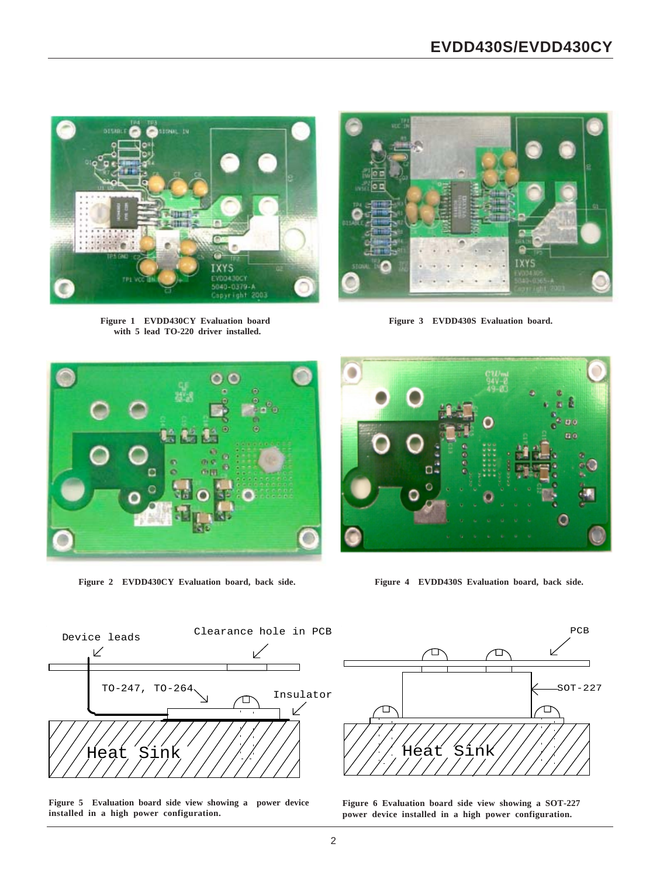Figure 1 EVDD430CY Evaluation board with 5 lead TO-220 driver installed.

Figure 3 EVDD430S Evaluation board.

Figure 2 EVDD430CY Evaluation board, back side.

Figure 4 EVDD430S Evaluation board, back side.

Figure 5 Evaluation board side view showing a power device installed in a high power configuration.

Figure 6 Evaluation board side view showing a SOT-227 power device installed in a high power configuration.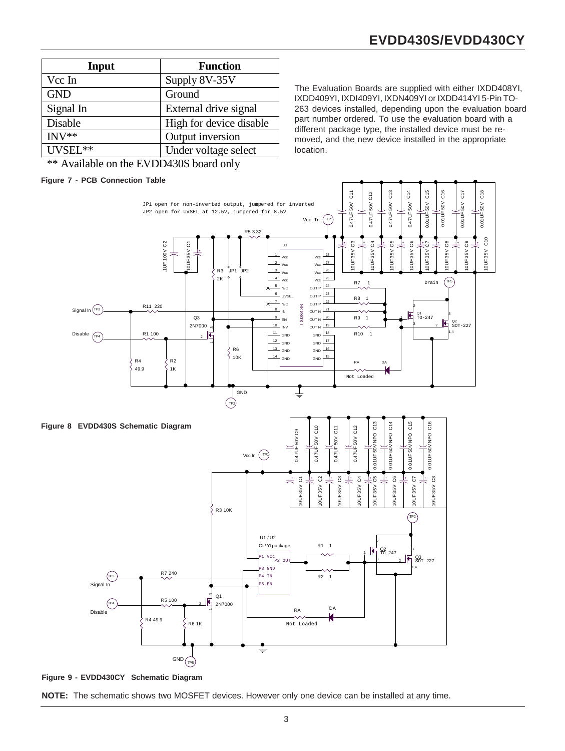| Input | Function |
|---|---|
| Vcc In | Supply 8V-35V |
| GND | Ground |
| Signal In | External drive signal |
| Disable | High for device disable |
| INV** | Output inversion |
| UVSEL** | Under voltage select |

** Available on the EVDD430S board only

The Evaluation Boards are supplied with either IXDD408YI, IXDD409YI, IXDI409YI, IXDN409YI or IXDD414YI 5-Pin TO-263 devices installed, depending upon the evaluation board part number ordered. To use the evaluation board with a different package type, the installed device must be removed, and the new device installed in the appropriate location.

**Figure 7 - PCB Connection Table**

**Figure 8 EVDD430S Schematic Diagram**

**Figure 9 - EVDD430CY Schematic Diagram**

**NOTE:** The schematic shows two MOSFET devices. However only one device can be installed at any time.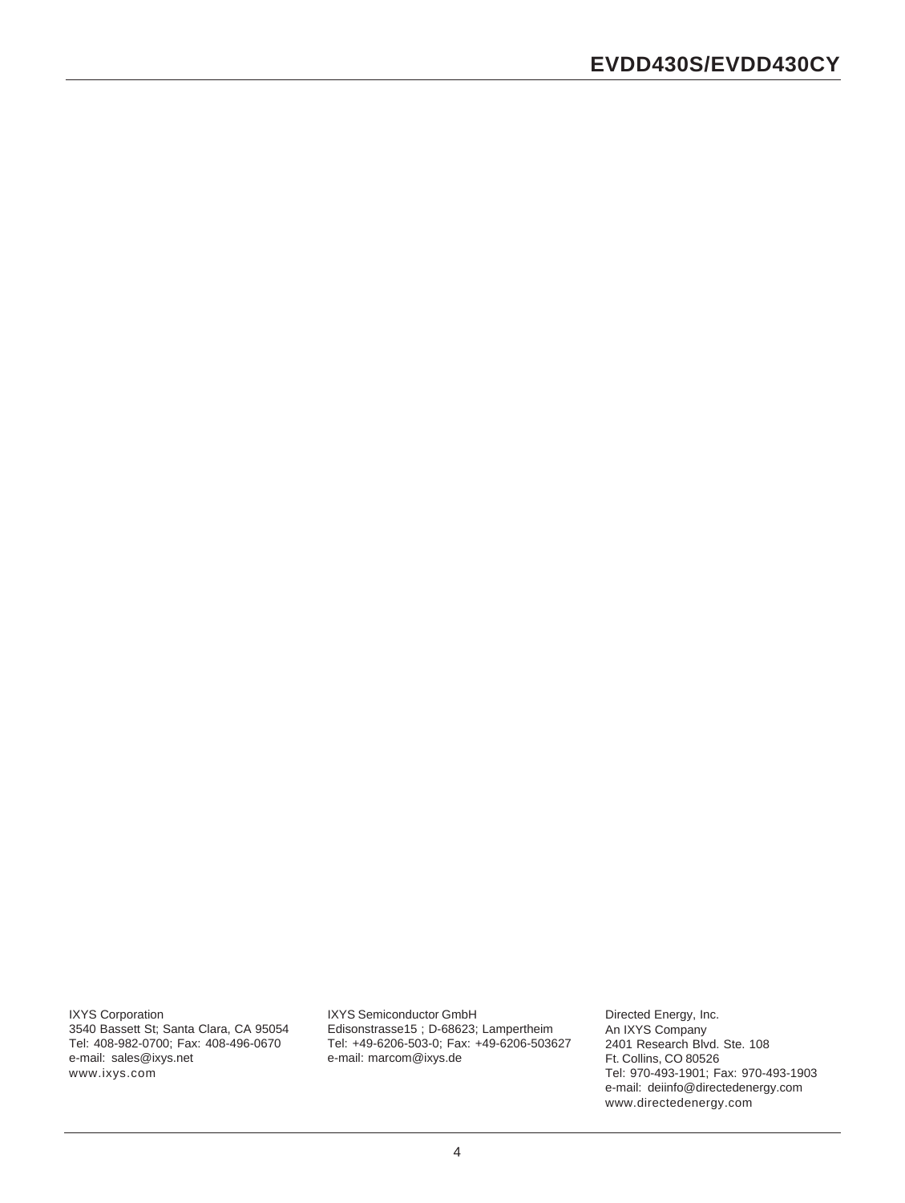IXYS Corporation
3540 Bassett St; Santa Clara, CA 95054
Tel: 408-982-0700; Fax: 408-496-0670
e-mail: sales@ixys.net
www.ixys.com

IXYS Semiconductor GmbH
Edisonstrasse15 ; D-68623; Lampertheim
Tel: +49-6206-503-0; Fax: +49-6206-503627
e-mail: marcom@ixys.de

Directed Energy, Inc.
An IXYS Company
2401 Research Blvd. Ste. 108
Ft. Collins, CO 80526
Tel: 970-493-1901; Fax: 970-493-1903
e-mail: deiinfo@directedenergy.com
www.directedenergy.com